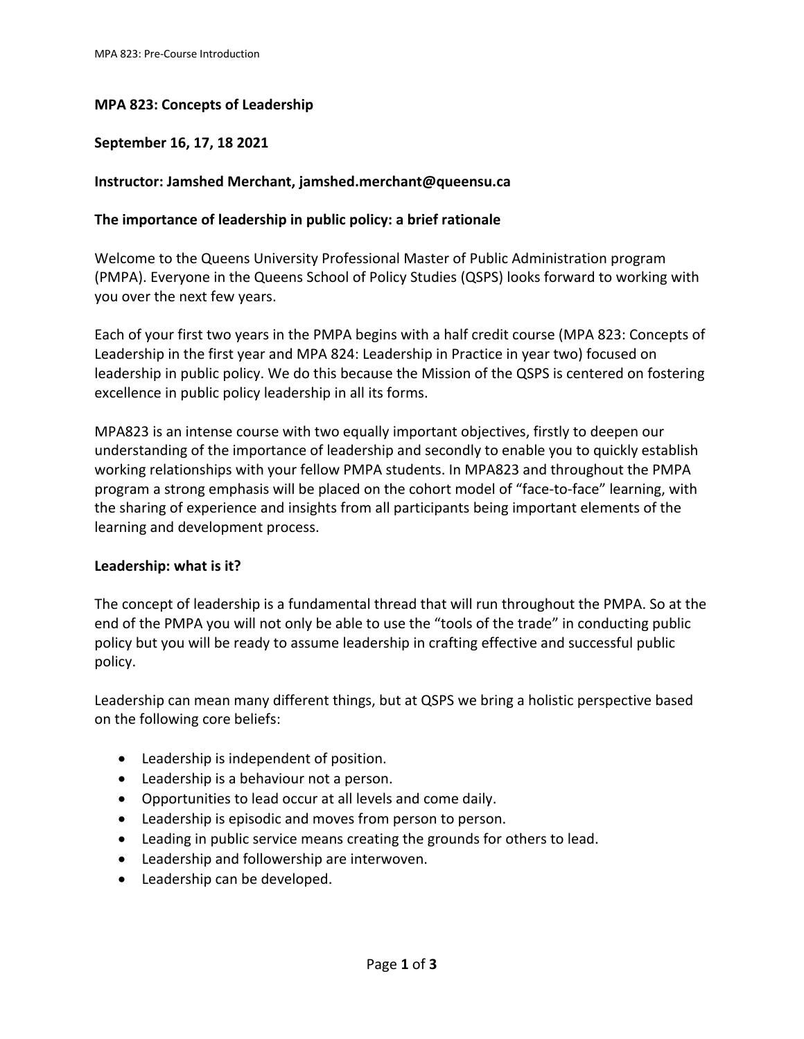**MPA 823: Concepts of Leadership**

**September 16, 17, 18 2021**

**Instructor: Jamshed Merchant, jamshed.merchant@queensu.ca**

**The importance of leadership in public policy: a brief rationale**

Welcome to the Queens University Professional Master of Public Administration program (PMPA). Everyone in the Queens School of Policy Studies (QSPS) looks forward to working with you over the next few years.

Each of your first two years in the PMPA begins with a half credit course (MPA 823: Concepts of Leadership in the first year and MPA 824: Leadership in Practice in year two) focused on leadership in public policy. We do this because the Mission of the QSPS is centered on fostering excellence in public policy leadership in all its forms.

MPA823 is an intense course with two equally important objectives, firstly to deepen our understanding of the importance of leadership and secondly to enable you to quickly establish working relationships with your fellow PMPA students. In MPA823 and throughout the PMPA program a strong emphasis will be placed on the cohort model of "face-to-face" learning, with the sharing of experience and insights from all participants being important elements of the learning and development process.

**Leadership: what is it?**

The concept of leadership is a fundamental thread that will run throughout the PMPA. So at the end of the PMPA you will not only be able to use the "tools of the trade" in conducting public policy but you will be ready to assume leadership in crafting effective and successful public policy.

Leadership can mean many different things, but at QSPS we bring a holistic perspective based on the following core beliefs:

- Leadership is independent of position.
- Leadership is a behaviour not a person.
- Opportunities to lead occur at all levels and come daily.
- Leadership is episodic and moves from person to person.
- Leading in public service means creating the grounds for others to lead.
- Leadership and followership are interwoven.
- Leadership can be developed.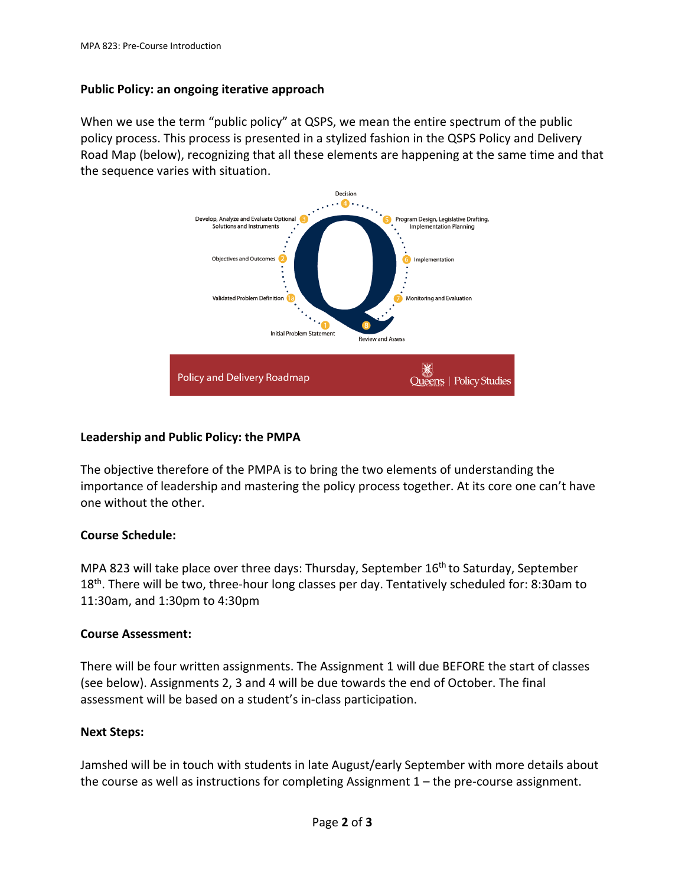## Public Policy: an ongoing iterative approach

When we use the term "public policy" at QSPS, we mean the entire spectrum of the public policy process. This process is presented in a stylized fashion in the QSPS Policy and Delivery Road Map (below), recognizing that all these elements are happening at the same time and that the sequence varies with situation.

Decision
4

Develop, Analyze and Evaluate Optional Solutions and Instruments
3

Program Design, Legislative Drafting, Implementation Planning
5

Objectives and Outcomes
2

Implementation
6

Validated Problem Definition
1a

Monitoring and Evaluation
7

Initial Problem Statement
1

Review and Assess
8

Policy and Delivery Roadmap

Queens | Policy Studies

## Leadership and Public Policy: the PMPA

The objective therefore of the PMPA is to bring the two elements of understanding the importance of leadership and mastering the policy process together. At its core one can't have one without the other.

## Course Schedule:

MPA 823 will take place over three days: Thursday, September 16th to Saturday, September 18th. There will be two, three-hour long classes per day. Tentatively scheduled for: 8:30am to 11:30am, and 1:30pm to 4:30pm

## Course Assessment:

There will be four written assignments. The Assignment 1 will due BEFORE the start of classes (see below). Assignments 2, 3 and 4 will be due towards the end of October. The final assessment will be based on a student's in-class participation.

## Next Steps:

Jamshed will be in touch with students in late August/early September with more details about the course as well as instructions for completing Assignment 1 – the pre-course assignment.